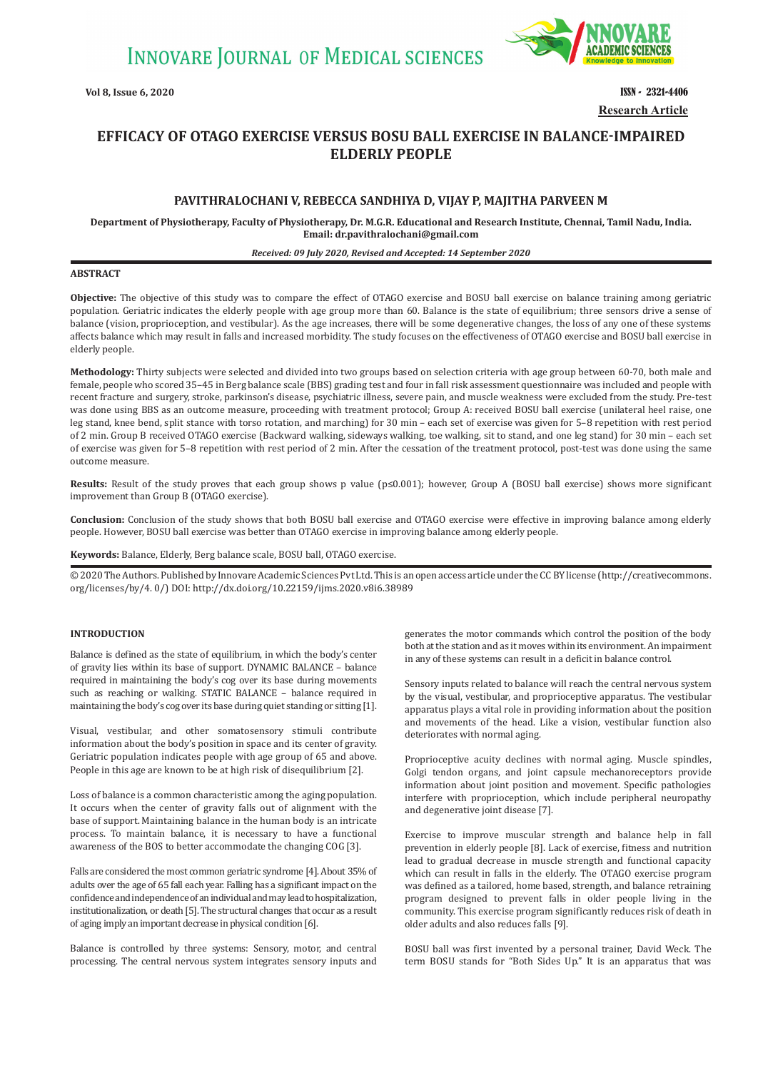Research Article

# EFFICACY OF OTAGO EXERCISE VERSUS BOSU BALL EXERCISE IN BALANCE-IMPAIRED ELDERLY PEOPLE

**PAVITHRALOCHANI V, REBECCA SANDHIYA D, VIJAY P, MAJITHA PARVEEN M**

**Department of Physiotherapy, Faculty of Physiotherapy, Dr. M.G.R. Educational and Research Institute, Chennai, Tamil Nadu, India. Email: dr.pavithralochani@gmail.com**

***Received: 09 July 2020, Revised and Accepted: 14 September 2020***

## ABSTRACT

**Objective:** The objective of this study was to compare the effect of OTAGO exercise and BOSU ball exercise on balance training among geriatric population. Geriatric indicates the elderly people with age group more than 60. Balance is the state of equilibrium; three sensors drive a sense of balance (vision, proprioception, and vestibular). As the age increases, there will be some degenerative changes, the loss of any one of these systems affects balance which may result in falls and increased morbidity. The study focuses on the effectiveness of OTAGO exercise and BOSU ball exercise in elderly people.

**Methodology:** Thirty subjects were selected and divided into two groups based on selection criteria with age group between 60-70, both male and female, people who scored 35–45 in Berg balance scale (BBS) grading test and four in fall risk assessment questionnaire was included and people with recent fracture and surgery, stroke, parkinson's disease, psychiatric illness, severe pain, and muscle weakness were excluded from the study. Pre-test was done using BBS as an outcome measure, proceeding with treatment protocol; Group A: received BOSU ball exercise (unilateral heel raise, one leg stand, knee bend, split stance with torso rotation, and marching) for 30 min – each set of exercise was given for 5–8 repetition with rest period of 2 min. Group B received OTAGO exercise (Backward walking, sideways walking, toe walking, sit to stand, and one leg stand) for 30 min – each set of exercise was given for 5–8 repetition with rest period of 2 min. After the cessation of the treatment protocol, post-test was done using the same outcome measure.

**Results:** Result of the study proves that each group shows p value ($p \leq 0.001$); however, Group A (BOSU ball exercise) shows more significant improvement than Group B (OTAGO exercise).

**Conclusion:** Conclusion of the study shows that both BOSU ball exercise and OTAGO exercise were effective in improving balance among elderly people. However, BOSU ball exercise was better than OTAGO exercise in improving balance among elderly people.

**Keywords:** Balance, Elderly, Berg balance scale, BOSU ball, OTAGO exercise.

© 2020 The Authors. Published by Innovare Academic Sciences Pvt Ltd. This is an open access article under the CC BY license (http://creativecommons.org/licenses/by/4. 0/) DOI: http://dx.doi.org/10.22159/ijms.2020.v8i6.38989

## INTRODUCTION

Balance is defined as the state of equilibrium, in which the body's center of gravity lies within its base of support. DYNAMIC BALANCE – balance required in maintaining the body's cog over its base during movements such as reaching or walking. STATIC BALANCE – balance required in maintaining the body's cog over its base during quiet standing or sitting [1].

Visual, vestibular, and other somatosensory stimuli contribute information about the body's position in space and its center of gravity. Geriatric population indicates people with age group of 65 and above. People in this age are known to be at high risk of disequilibrium [2].

Loss of balance is a common characteristic among the aging population. It occurs when the center of gravity falls out of alignment with the base of support. Maintaining balance in the human body is an intricate process. To maintain balance, it is necessary to have a functional awareness of the BOS to better accommodate the changing COG [3].

Falls are considered the most common geriatric syndrome [4]. About 35% of adults over the age of 65 fall each year. Falling has a significant impact on the confidence and independence of an individual and may lead to hospitalization, institutionalization, or death [5]. The structural changes that occur as a result of aging imply an important decrease in physical condition [6].

Balance is controlled by three systems: Sensory, motor, and central processing. The central nervous system integrates sensory inputs and generates the motor commands which control the position of the body both at the station and as it moves within its environment. An impairment in any of these systems can result in a deficit in balance control.

Sensory inputs related to balance will reach the central nervous system by the visual, vestibular, and proprioceptive apparatus. The vestibular apparatus plays a vital role in providing information about the position and movements of the head. Like a vision, vestibular function also deteriorates with normal aging.

Proprioceptive acuity declines with normal aging. Muscle spindles, Golgi tendon organs, and joint capsule mechanoreceptors provide information about joint position and movement. Specific pathologies interfere with proprioception, which include peripheral neuropathy and degenerative joint disease [7].

Exercise to improve muscular strength and balance help in fall prevention in elderly people [8]. Lack of exercise, fitness and nutrition lead to gradual decrease in muscle strength and functional capacity which can result in falls in the elderly. The OTAGO exercise program was defined as a tailored, home based, strength, and balance retraining program designed to prevent falls in older people living in the community. This exercise program significantly reduces risk of death in older adults and also reduces falls [9].

BOSU ball was first invented by a personal trainer, David Weck. The term BOSU stands for "Both Sides Up." It is an apparatus that was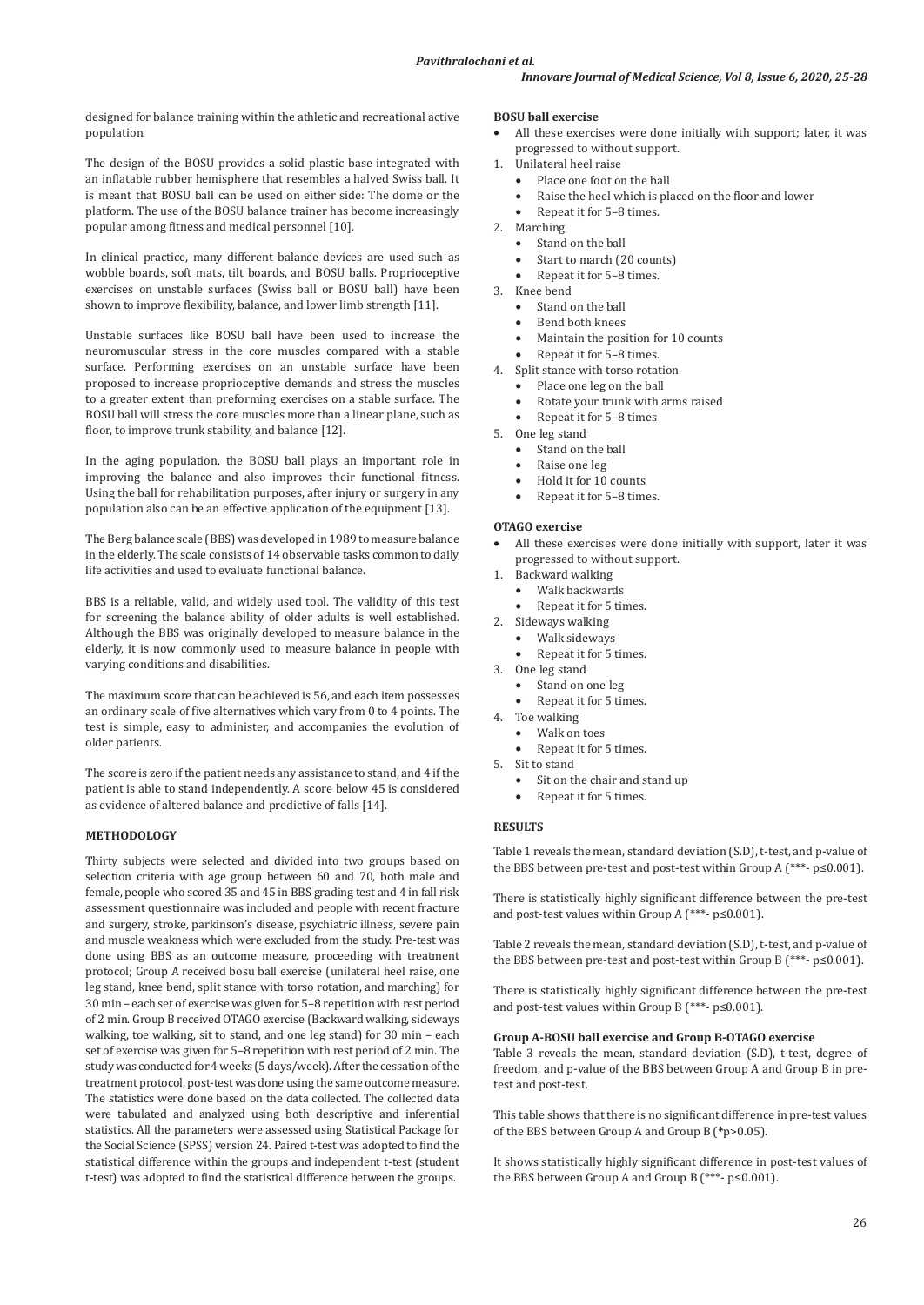designed for balance training within the athletic and recreational active population.

The design of the BOSU provides a solid plastic base integrated with an inflatable rubber hemisphere that resembles a halved Swiss ball. It is meant that BOSU ball can be used on either side: The dome or the platform. The use of the BOSU balance trainer has become increasingly popular among fitness and medical personnel [10].

In clinical practice, many different balance devices are used such as wobble boards, soft mats, tilt boards, and BOSU balls. Proprioceptive exercises on unstable surfaces (Swiss ball or BOSU ball) have been shown to improve flexibility, balance, and lower limb strength [11].

Unstable surfaces like BOSU ball have been used to increase the neuromuscular stress in the core muscles compared with a stable surface. Performing exercises on an unstable surface have been proposed to increase proprioceptive demands and stress the muscles to a greater extent than preforming exercises on a stable surface. The BOSU ball will stress the core muscles more than a linear plane, such as floor, to improve trunk stability, and balance [12].

In the aging population, the BOSU ball plays an important role in improving the balance and also improves their functional fitness. Using the ball for rehabilitation purposes, after injury or surgery in any population also can be an effective application of the equipment [13].

The Berg balance scale (BBS) was developed in 1989 to measure balance in the elderly. The scale consists of 14 observable tasks common to daily life activities and used to evaluate functional balance.

BBS is a reliable, valid, and widely used tool. The validity of this test for screening the balance ability of older adults is well established. Although the BBS was originally developed to measure balance in the elderly, it is now commonly used to measure balance in people with varying conditions and disabilities.

The maximum score that can be achieved is 56, and each item possesses an ordinary scale of five alternatives which vary from 0 to 4 points. The test is simple, easy to administer, and accompanies the evolution of older patients.

The score is zero if the patient needs any assistance to stand, and 4 if the patient is able to stand independently. A score below 45 is considered as evidence of altered balance and predictive of falls [14].

## METHODOLOGY

Thirty subjects were selected and divided into two groups based on selection criteria with age group between 60 and 70, both male and female, people who scored 35 and 45 in BBS grading test and 4 in fall risk assessment questionnaire was included and people with recent fracture and surgery, stroke, parkinson's disease, psychiatric illness, severe pain and muscle weakness which were excluded from the study. Pre-test was done using BBS as an outcome measure, proceeding with treatment protocol; Group A received bosu ball exercise (unilateral heel raise, one leg stand, knee bend, split stance with torso rotation, and marching) for 30 min – each set of exercise was given for 5–8 repetition with rest period of 2 min. Group B received OTAGO exercise (Backward walking, sideways walking, toe walking, sit to stand, and one leg stand) for 30 min – each set of exercise was given for 5–8 repetition with rest period of 2 min. The study was conducted for 4 weeks (5 days/week). After the cessation of the treatment protocol, post-test was done using the same outcome measure. The statistics were done based on the data collected. The collected data were tabulated and analyzed using both descriptive and inferential statistics. All the parameters were assessed using Statistical Package for the Social Science (SPSS) version 24. Paired t-test was adopted to find the statistical difference within the groups and independent t-test (student t-test) was adopted to find the statistical difference between the groups.

### BOSU ball exercise

- All these exercises were done initially with support; later, it was progressed to without support.

1. Unilateral heel raise
   - Place one foot on the ball
   - Raise the heel which is placed on the floor and lower
   - Repeat it for 5–8 times.
2. Marching
   - Stand on the ball
   - Start to march (20 counts)
   - Repeat it for 5–8 times.
3. Knee bend
   - Stand on the ball
   - Bend both knees
   - Maintain the position for 10 counts
   - Repeat it for 5–8 times.
4. Split stance with torso rotation
   - Place one leg on the ball
   - Rotate your trunk with arms raised
   - Repeat it for 5–8 times
5. One leg stand
   - Stand on the ball
   - Raise one leg
   - Hold it for 10 counts
   - Repeat it for 5–8 times.

### OTAGO exercise

- All these exercises were done initially with support, later it was progressed to without support.

1. Backward walking
   - Walk backwards
   - Repeat it for 5 times.
2. Sideways walking
   - Walk sideways
   - Repeat it for 5 times.
3. One leg stand
   - Stand on one leg
   - Repeat it for 5 times.
4. Toe walking
   - Walk on toes
   - Repeat it for 5 times.
5. Sit to stand
   - Sit on the chair and stand up
   - Repeat it for 5 times.

## RESULTS

Table 1 reveals the mean, standard deviation (S.D), t-test, and p-value of the BBS between pre-test and post-test within Group A (***- p≤0.001).

There is statistically highly significant difference between the pre-test and post-test values within Group A (***- p≤0.001).

Table 2 reveals the mean, standard deviation (S.D), t-test, and p-value of the BBS between pre-test and post-test within Group B (***- p≤0.001).

There is statistically highly significant difference between the pre-test and post-test values within Group B (***- p≤0.001).

### Group A-BOSU ball exercise and Group B-OTAGO exercise

Table 3 reveals the mean, standard deviation (S.D), t-test, degree of freedom, and p-value of the BBS between Group A and Group B in pre-test and post-test.

This table shows that there is no significant difference in pre-test values of the BBS between Group A and Group B (*p>0.05).

It shows statistically highly significant difference in post-test values of the BBS between Group A and Group B (***- p≤0.001).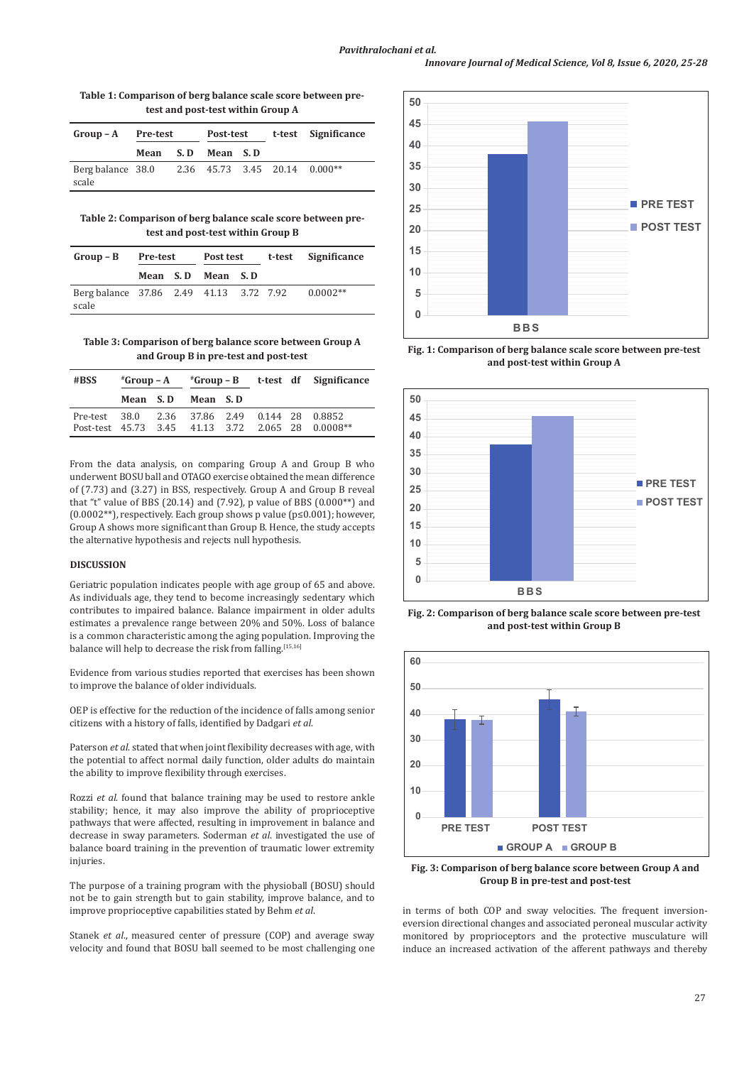Table 1: Comparison of berg balance scale score between pre-test and post-test within Group A

| Group – A | Pre-test | | Post-test | | t-test | Significance |
|---|---|---|---|---|---|---|
| | Mean | S. D | Mean | S. D | | |
| Berg balance scale | 38.0 | 2.36 | 45.73 | 3.45 | 20.14 | 0.000** |

Table 2: Comparison of berg balance scale score between pre-test and post-test within Group B

| Group – B | Pre-test | | Post test | | t-test | Significance |
|---|---|---|---|---|---|---|
| | Mean | S. D | Mean | S. D | | |
| Berg balance scale | 37.86 | 2.49 | 41.13 | 3.72 | 7.92 | 0.0002** |

Table 3: Comparison of berg balance score between Group A and Group B in pre-test and post-test

| #BSS | #Group – A | | #Group – B | | t-test | df | Significance |
|---|---|---|---|---|---|---|---|
| | Mean | S. D | Mean | S. D | | | |
| Pre-test | 38.0 | 2.36 | 37.86 | 2.49 | 0.144 | 28 | 0.8852 |
| Post-test | 45.73 | 3.45 | 41.13 | 3.72 | 2.065 | 28 | 0.0008** |

From the data analysis, on comparing Group A and Group B who underwent BOSU ball and OTAGO exercise obtained the mean difference of (7.73) and (3.27) in BSS, respectively. Group A and Group B reveal that "t" value of BBS (20.14) and (7.92), p value of BBS (0.000**) and (0.0002**), respectively. Each group shows p value ($p \leq 0.001$); however, Group A shows more significant than Group B. Hence, the study accepts the alternative hypothesis and rejects null hypothesis.

50
45
40
35
30
25
20
15
10
5
0
BBS
PRE TEST
POST TEST

Fig. 1: Comparison of berg balance scale score between pre-test and post-test within Group A

50
45
40
35
30
25
20
15
10
5
0
BBS
PRE TEST
POST TEST

Fig. 2: Comparison of berg balance scale score between pre-test and post-test within Group B

60
50
40
30
20
10
0
PRE TEST
POST TEST
GROUP A
GROUP B

Fig. 3: Comparison of berg balance score between Group A and Group B in pre-test and post-test

## DISCUSSION

Geriatric population indicates people with age group of 65 and above. As individuals age, they tend to become increasingly sedentary which contributes to impaired balance. Balance impairment in older adults estimates a prevalence range between 20% and 50%. Loss of balance is a common characteristic among the aging population. Improving the balance will help to decrease the risk from falling.[15,16]

Evidence from various studies reported that exercises has been shown to improve the balance of older individuals.

OEP is effective for the reduction of the incidence of falls among senior citizens with a history of falls, identified by Dadgari *et al*.

Paterson *et al*. stated that when joint flexibility decreases with age, with the potential to affect normal daily function, older adults do maintain the ability to improve flexibility through exercises.

Rozzi *et al*. found that balance training may be used to restore ankle stability; hence, it may also improve the ability of proprioceptive pathways that were affected, resulting in improvement in balance and decrease in sway parameters. Soderman *et al*. investigated the use of balance board training in the prevention of traumatic lower extremity injuries.

The purpose of a training program with the physioball (BOSU) should not be to gain strength but to gain stability, improve balance, and to improve proprioceptive capabilities stated by Behm *et al*.

Stanek *et al*., measured center of pressure (COP) and average sway velocity and found that BOSU ball seemed to be most challenging one in terms of both COP and sway velocities. The frequent inversion-eversion directional changes and associated peroneal muscular activity monitored by proprioceptors and the protective musculature will induce an increased activation of the afferent pathways and thereby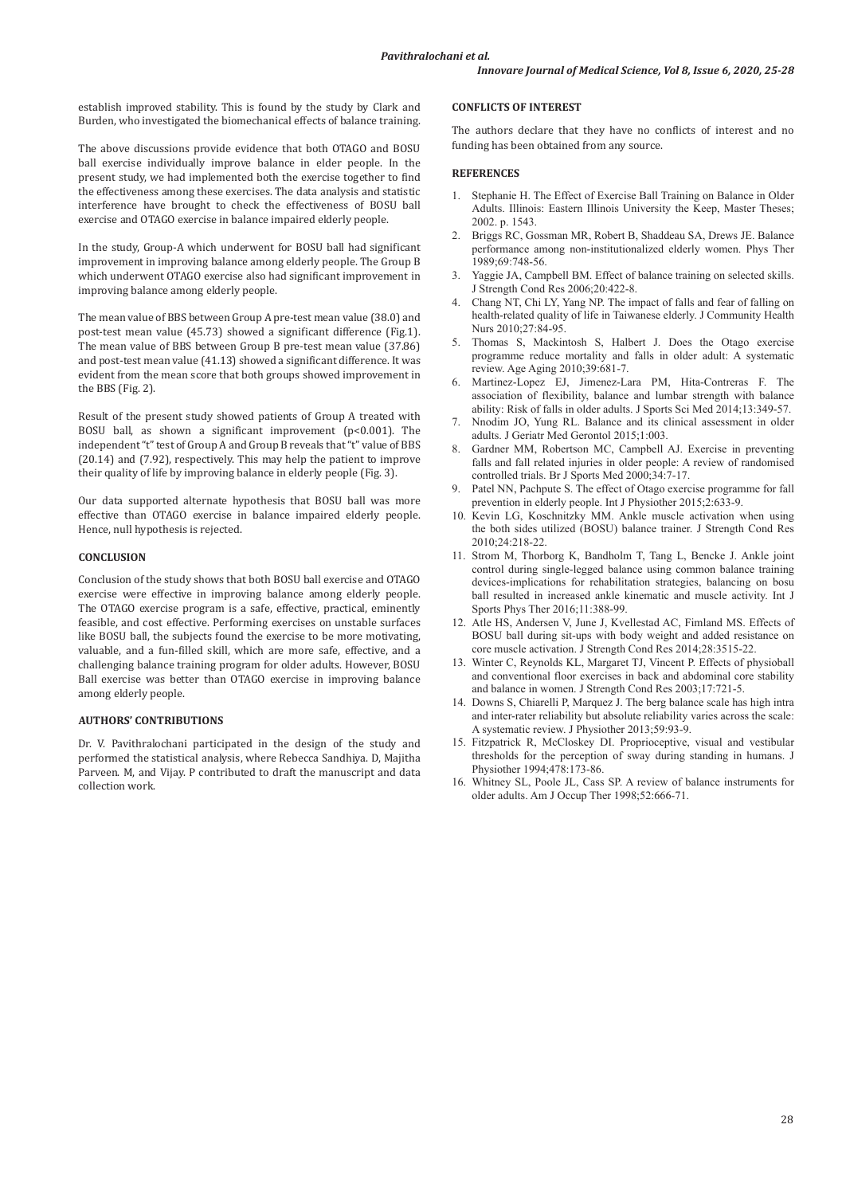establish improved stability. This is found by the study by Clark and Burden, who investigated the biomechanical effects of balance training.

The above discussions provide evidence that both OTAGO and BOSU ball exercise individually improve balance in elder people. In the present study, we had implemented both the exercise together to find the effectiveness among these exercises. The data analysis and statistic interference have brought to check the effectiveness of BOSU ball exercise and OTAGO exercise in balance impaired elderly people.

In the study, Group-A which underwent for BOSU ball had significant improvement in improving balance among elderly people. The Group B which underwent OTAGO exercise also had significant improvement in improving balance among elderly people.

The mean value of BBS between Group A pre-test mean value (38.0) and post-test mean value (45.73) showed a significant difference (Fig.1). The mean value of BBS between Group B pre-test mean value (37.86) and post-test mean value (41.13) showed a significant difference. It was evident from the mean score that both groups showed improvement in the BBS (Fig. 2).

Result of the present study showed patients of Group A treated with BOSU ball, as shown a significant improvement ($p<0.001$). The independent "t" test of Group A and Group B reveals that "t" value of BBS (20.14) and (7.92), respectively. This may help the patient to improve their quality of life by improving balance in elderly people (Fig. 3).

Our data supported alternate hypothesis that BOSU ball was more effective than OTAGO exercise in balance impaired elderly people. Hence, null hypothesis is rejected.

## CONCLUSION

Conclusion of the study shows that both BOSU ball exercise and OTAGO exercise were effective in improving balance among elderly people. The OTAGO exercise program is a safe, effective, practical, eminently feasible, and cost effective. Performing exercises on unstable surfaces like BOSU ball, the subjects found the exercise to be more motivating, valuable, and a fun-filled skill, which are more safe, effective, and a challenging balance training program for older adults. However, BOSU Ball exercise was better than OTAGO exercise in improving balance among elderly people.

## AUTHORS' CONTRIBUTIONS

Dr. V. Pavithralochani participated in the design of the study and performed the statistical analysis, where Rebecca Sandhiya. D, Majitha Parveen. M, and Vijay. P contributed to draft the manuscript and data collection work.

## CONFLICTS OF INTEREST

The authors declare that they have no conflicts of interest and no funding has been obtained from any source.

## REFERENCES

1. Stephanie H. The Effect of Exercise Ball Training on Balance in Older Adults. Illinois: Eastern Illinois University the Keep, Master Theses; 2002. p. 1543.
2. Briggs RC, Gossman MR, Robert B, Shaddeau SA, Drews JE. Balance performance among non-institutionalized elderly women. Phys Ther 1989;69:748-56.
3. Yaggie JA, Campbell BM. Effect of balance training on selected skills. J Strength Cond Res 2006;20:422-8.
4. Chang NT, Chi LY, Yang NP. The impact of falls and fear of falling on health-related quality of life in Taiwanese elderly. J Community Health Nurs 2010;27:84-95.
5. Thomas S, Mackintosh S, Halbert J. Does the Otago exercise programme reduce mortality and falls in older adult: A systematic review. Age Aging 2010;39:681-7.
6. Martinez-Lopez EJ, Jimenez-Lara PM, Hita-Contreras F. The association of flexibility, balance and lumbar strength with balance ability: Risk of falls in older adults. J Sports Sci Med 2014;13:349-57.
7. Nnodim JO, Yung RL. Balance and its clinical assessment in older adults. J Geriatr Med Gerontol 2015;1:003.
8. Gardner MM, Robertson MC, Campbell AJ. Exercise in preventing falls and fall related injuries in older people: A review of randomised controlled trials. Br J Sports Med 2000;34:7-17.
9. Patel NN, Pachpute S. The effect of Otago exercise programme for fall prevention in elderly people. Int J Physiother 2015;2:633-9.
10. Kevin LG, Koschnitzky MM. Ankle muscle activation when using the both sides utilized (BOSU) balance trainer. J Strength Cond Res 2010;24:218-22.
11. Strom M, Thorborg K, Bandholm T, Tang L, Bencke J. Ankle joint control during single-legged balance using common balance training devices-implications for rehabilitation strategies, balancing on bosu ball resulted in increased ankle kinematic and muscle activity. Int J Sports Phys Ther 2016;11:388-99.
12. Atle HS, Andersen V, June J, Kvellestad AC, Fimland MS. Effects of BOSU ball during sit-ups with body weight and added resistance on core muscle activation. J Strength Cond Res 2014;28:3515-22.
13. Winter C, Reynolds KL, Margaret TJ, Vincent P. Effects of physioball and conventional floor exercises in back and abdominal core stability and balance in women. J Strength Cond Res 2003;17:721-5.
14. Downs S, Chiarelli P, Marquez J. The berg balance scale has high intra and inter-rater reliability but absolute reliability varies across the scale: A systematic review. J Physiother 2013;59:93-9.
15. Fitzpatrick R, McCloskey DI. Proprioceptive, visual and vestibular thresholds for the perception of sway during standing in humans. J Physiother 1994;478:173-86.
16. Whitney SL, Poole JL, Cass SP. A review of balance instruments for older adults. Am J Occup Ther 1998;52:666-71.